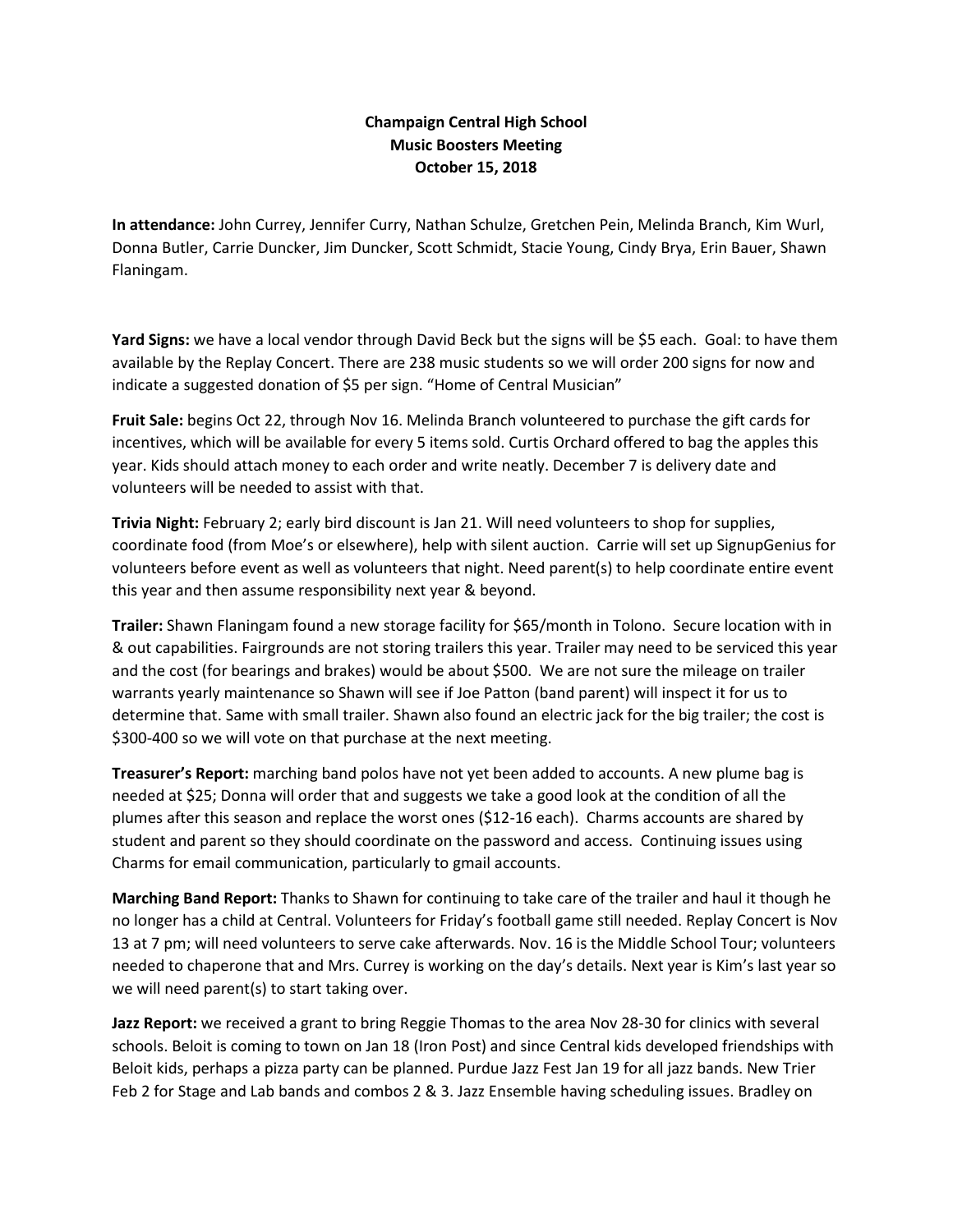**Champaign Central High School**
**Music Boosters Meeting**
**October 15, 2018**

**In attendance:** John Currey, Jennifer Curry, Nathan Schulze, Gretchen Pein, Melinda Branch, Kim Wurl, Donna Butler, Carrie Duncker, Jim Duncker, Scott Schmidt, Stacie Young, Cindy Brya, Erin Bauer, Shawn Flaningam.

**Yard Signs:** we have a local vendor through David Beck but the signs will be $5 each. Goal: to have them available by the Replay Concert. There are 238 music students so we will order 200 signs for now and indicate a suggested donation of $5 per sign. "Home of Central Musician"

**Fruit Sale:** begins Oct 22, through Nov 16. Melinda Branch volunteered to purchase the gift cards for incentives, which will be available for every 5 items sold. Curtis Orchard offered to bag the apples this year. Kids should attach money to each order and write neatly. December 7 is delivery date and volunteers will be needed to assist with that.

**Trivia Night:** February 2; early bird discount is Jan 21. Will need volunteers to shop for supplies, coordinate food (from Moe's or elsewhere), help with silent auction. Carrie will set up SignupGenius for volunteers before event as well as volunteers that night. Need parent(s) to help coordinate entire event this year and then assume responsibility next year & beyond.

**Trailer:** Shawn Flaningam found a new storage facility for $65/month in Tolono. Secure location with in & out capabilities. Fairgrounds are not storing trailers this year. Trailer may need to be serviced this year and the cost (for bearings and brakes) would be about $500. We are not sure the mileage on trailer warrants yearly maintenance so Shawn will see if Joe Patton (band parent) will inspect it for us to determine that. Same with small trailer. Shawn also found an electric jack for the big trailer; the cost is $300-400 so we will vote on that purchase at the next meeting.

**Treasurer's Report:** marching band polos have not yet been added to accounts. A new plume bag is needed at $25; Donna will order that and suggests we take a good look at the condition of all the plumes after this season and replace the worst ones ($12-16 each). Charms accounts are shared by student and parent so they should coordinate on the password and access. Continuing issues using Charms for email communication, particularly to gmail accounts.

**Marching Band Report:** Thanks to Shawn for continuing to take care of the trailer and haul it though he no longer has a child at Central. Volunteers for Friday's football game still needed. Replay Concert is Nov 13 at 7 pm; will need volunteers to serve cake afterwards. Nov. 16 is the Middle School Tour; volunteers needed to chaperone that and Mrs. Currey is working on the day's details. Next year is Kim's last year so we will need parent(s) to start taking over.

**Jazz Report:** we received a grant to bring Reggie Thomas to the area Nov 28-30 for clinics with several schools. Beloit is coming to town on Jan 18 (Iron Post) and since Central kids developed friendships with Beloit kids, perhaps a pizza party can be planned. Purdue Jazz Fest Jan 19 for all jazz bands. New Trier Feb 2 for Stage and Lab bands and combos 2 & 3. Jazz Ensemble having scheduling issues. Bradley on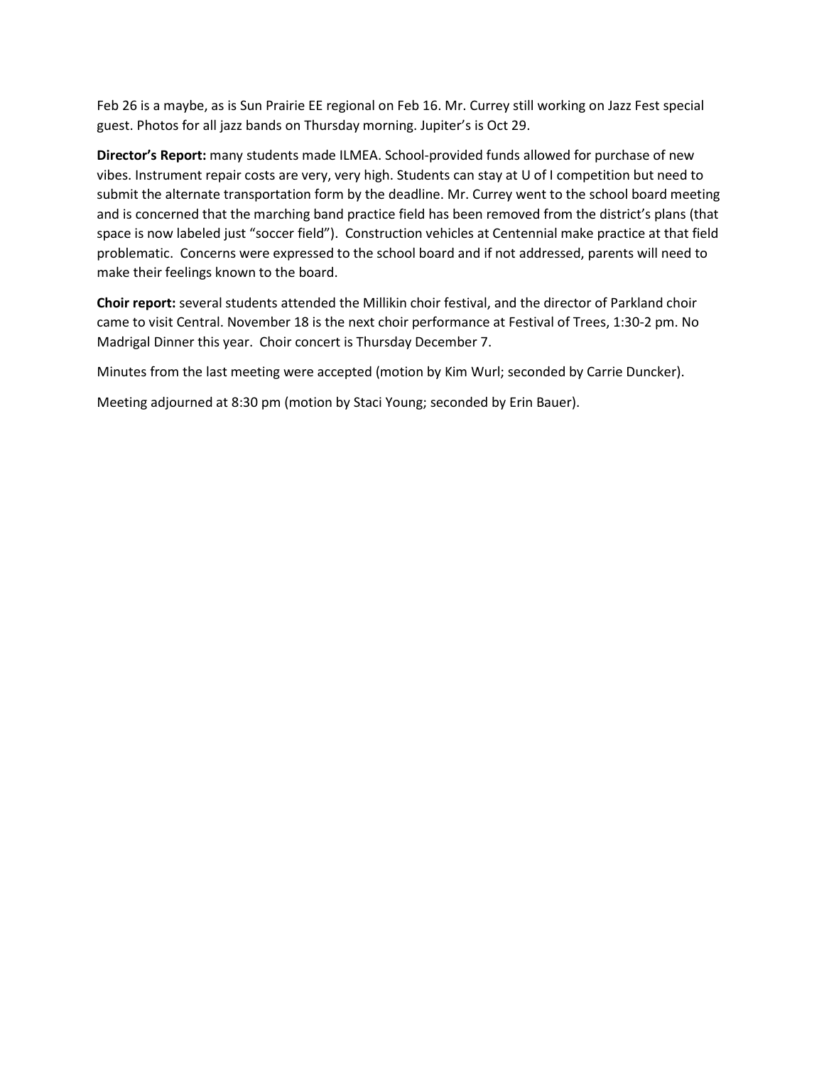Feb 26 is a maybe, as is Sun Prairie EE regional on Feb 16. Mr. Currey still working on Jazz Fest special guest. Photos for all jazz bands on Thursday morning. Jupiter's is Oct 29.

**Director's Report:** many students made ILMEA. School-provided funds allowed for purchase of new vibes. Instrument repair costs are very, very high. Students can stay at U of I competition but need to submit the alternate transportation form by the deadline. Mr. Currey went to the school board meeting and is concerned that the marching band practice field has been removed from the district's plans (that space is now labeled just "soccer field"). Construction vehicles at Centennial make practice at that field problematic. Concerns were expressed to the school board and if not addressed, parents will need to make their feelings known to the board.

**Choir report:** several students attended the Millikin choir festival, and the director of Parkland choir came to visit Central. November 18 is the next choir performance at Festival of Trees, 1:30-2 pm. No Madrigal Dinner this year. Choir concert is Thursday December 7.

Minutes from the last meeting were accepted (motion by Kim Wurl; seconded by Carrie Duncker).

Meeting adjourned at 8:30 pm (motion by Staci Young; seconded by Erin Bauer).